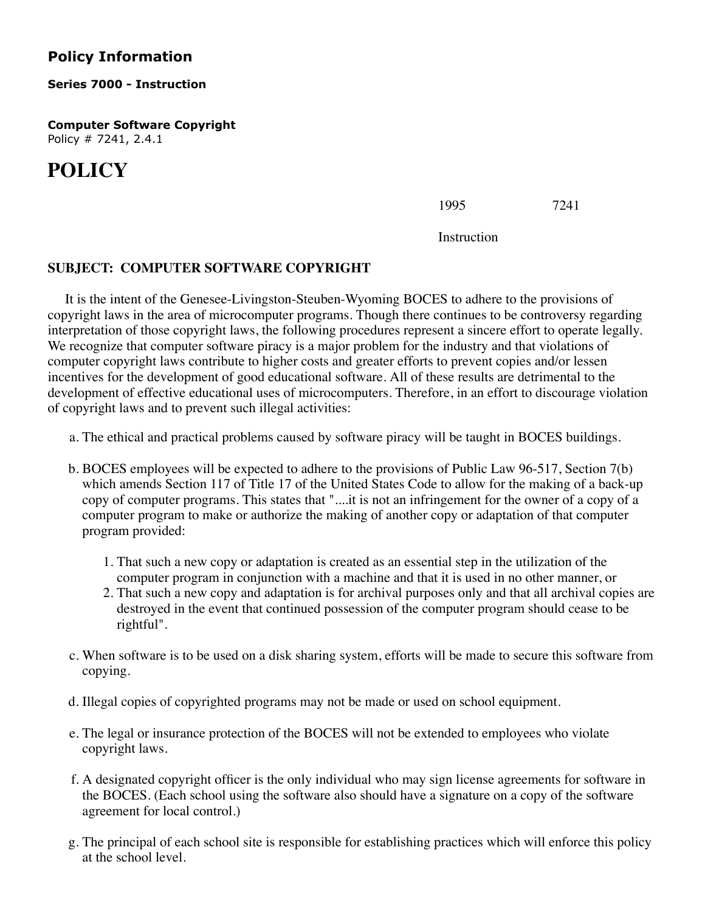## Policy Information

**Series 7000 - Instruction**

**Computer Software Copyright**
Policy # 7241, 2.4.1

# POLICY

1995 7241

Instruction

**SUBJECT: COMPUTER SOFTWARE COPYRIGHT**

It is the intent of the Genesee-Livingston-Steuben-Wyoming BOCES to adhere to the provisions of copyright laws in the area of microcomputer programs. Though there continues to be controversy regarding interpretation of those copyright laws, the following procedures represent a sincere effort to operate legally. We recognize that computer software piracy is a major problem for the industry and that violations of computer copyright laws contribute to higher costs and greater efforts to prevent copies and/or lessen incentives for the development of good educational software. All of these results are detrimental to the development of effective educational uses of microcomputers. Therefore, in an effort to discourage violation of copyright laws and to prevent such illegal activities:

a. The ethical and practical problems caused by software piracy will be taught in BOCES buildings.

b. BOCES employees will be expected to adhere to the provisions of Public Law 96-517, Section 7(b) which amends Section 117 of Title 17 of the United States Code to allow for the making of a back-up copy of computer programs. This states that "....it is not an infringement for the owner of a copy of a computer program to make or authorize the making of another copy or adaptation of that computer program provided:

    1. That such a new copy or adaptation is created as an essential step in the utilization of the computer program in conjunction with a machine and that it is used in no other manner, or
    2. That such a new copy and adaptation is for archival purposes only and that all archival copies are destroyed in the event that continued possession of the computer program should cease to be rightful".

c. When software is to be used on a disk sharing system, efforts will be made to secure this software from copying.

d. Illegal copies of copyrighted programs may not be made or used on school equipment.

e. The legal or insurance protection of the BOCES will not be extended to employees who violate copyright laws.

f. A designated copyright officer is the only individual who may sign license agreements for software in the BOCES. (Each school using the software also should have a signature on a copy of the software agreement for local control.)

g. The principal of each school site is responsible for establishing practices which will enforce this policy at the school level.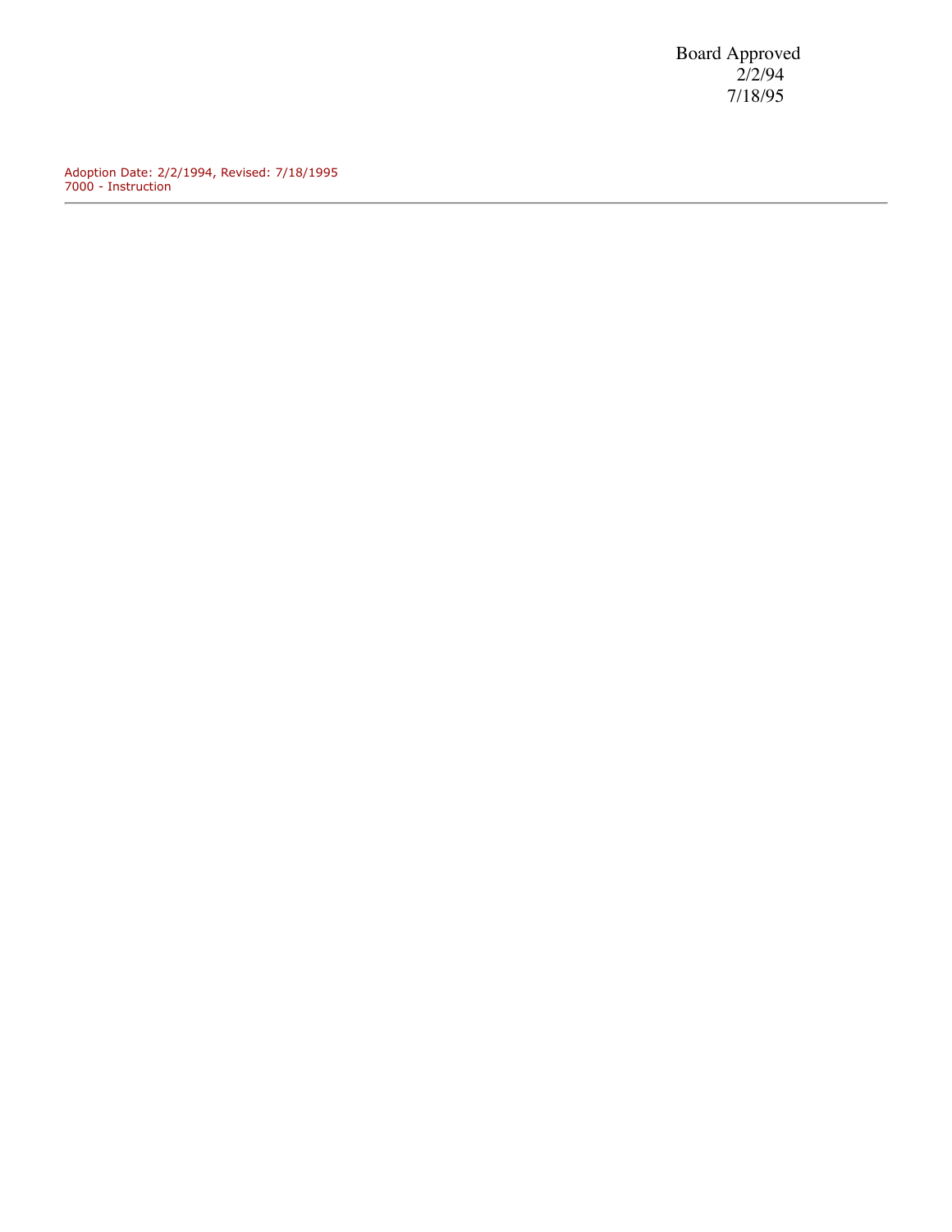Board Approved
2/2/94
7/18/95

Adoption Date: 2/2/1994, Revised: 7/18/1995
7000 - Instruction

---